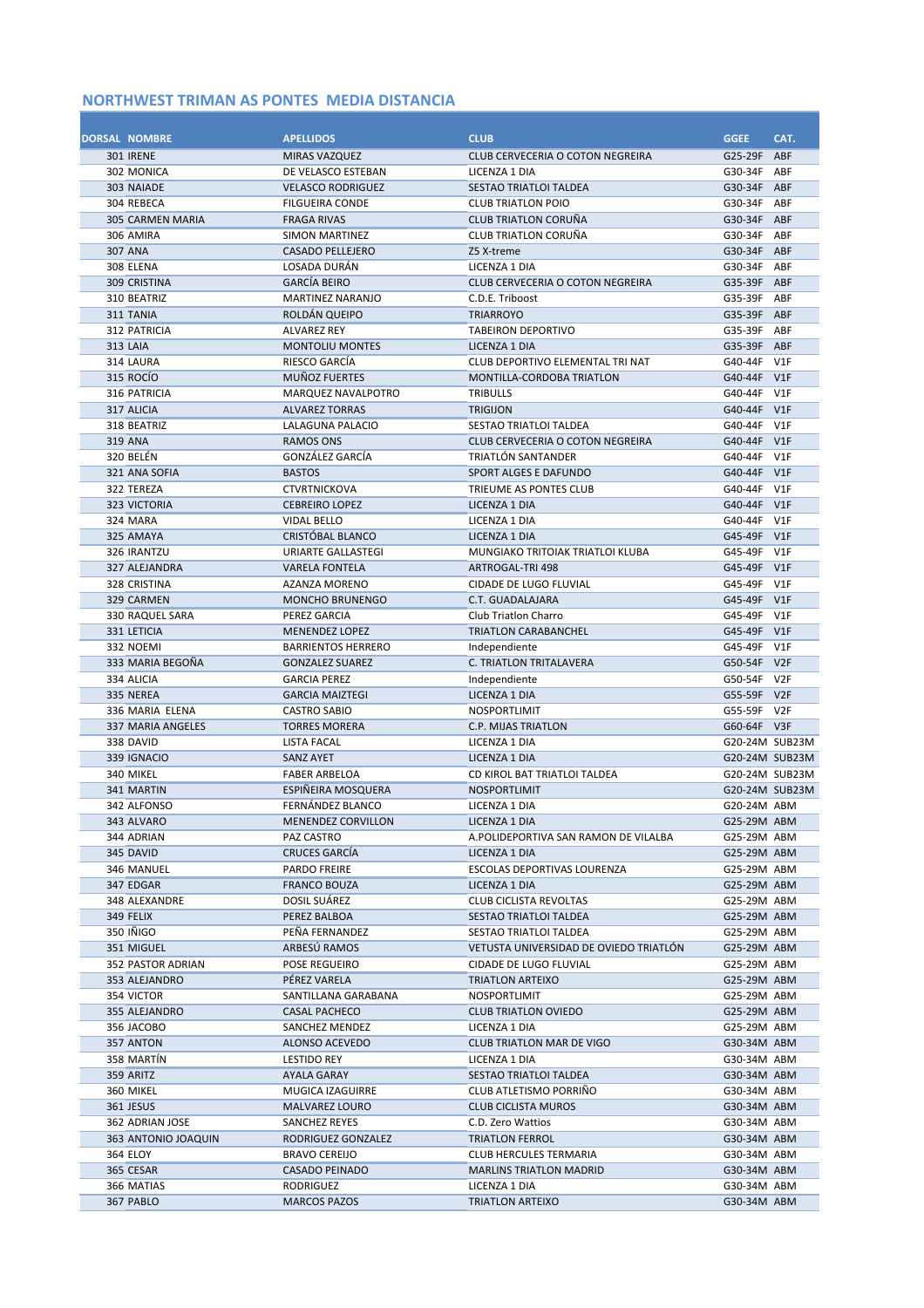## NORTHWEST TRIMAN AS PONTES MEDIA DISTANCIA

| DORSAL | NOMBRE | APELLIDOS | CLUB | GGEE | CAT. |
|---|---|---|---|---|---|
| 301 | IRENE | MIRAS VAZQUEZ | CLUB CERVECERIA O COTON NEGREIRA | G25-29F | ABF |
| 302 | MONICA | DE VELASCO ESTEBAN | LICENZA 1 DIA | G30-34F | ABF |
| 303 | NAIADE | VELASCO RODRIGUEZ | SESTAO TRIATLOI TALDEA | G30-34F | ABF |
| 304 | REBECA | FILGUEIRA CONDE | CLUB TRIATLON POIO | G30-34F | ABF |
| 305 | CARMEN MARIA | FRAGA RIVAS | CLUB TRIATLON CORUÑA | G30-34F | ABF |
| 306 | AMIRA | SIMON MARTINEZ | CLUB TRIATLON CORUÑA | G30-34F | ABF |
| 307 | ANA | CASADO PELLEJERO | Z5 X-treme | G30-34F | ABF |
| 308 | ELENA | LOSADA DURÁN | LICENZA 1 DIA | G30-34F | ABF |
| 309 | CRISTINA | GARCÍA BEIRO | CLUB CERVECERIA O COTON NEGREIRA | G35-39F | ABF |
| 310 | BEATRIZ | MARTINEZ NARANJO | C.D.E. Triboost | G35-39F | ABF |
| 311 | TANIA | ROLDÁN QUEIPO | TRIARROYO | G35-39F | ABF |
| 312 | PATRICIA | ALVAREZ REY | TABEIRON DEPORTIVO | G35-39F | ABF |
| 313 | LAIA | MONTOLIU MONTES | LICENZA 1 DIA | G35-39F | ABF |
| 314 | LAURA | RIESCO GARCÍA | CLUB DEPORTIVO ELEMENTAL TRI NAT | G40-44F | V1F |
| 315 | ROCÍO | MUÑOZ FUERTES | MONTILLA-CORDOBA TRIATLON | G40-44F | V1F |
| 316 | PATRICIA | MARQUEZ NAVALPOTRO | TRIBULLS | G40-44F | V1F |
| 317 | ALICIA | ALVAREZ TORRAS | TRIGIJON | G40-44F | V1F |
| 318 | BEATRIZ | LALAGUNA PALACIO | SESTAO TRIATLOI TALDEA | G40-44F | V1F |
| 319 | ANA | RAMOS ONS | CLUB CERVECERIA O COTON NEGREIRA | G40-44F | V1F |
| 320 | BELÉN | GONZÁLEZ GARCÍA | TRIATLÓN SANTANDER | G40-44F | V1F |
| 321 | ANA SOFIA | BASTOS | SPORT ALGES E DAFUNDO | G40-44F | V1F |
| 322 | TEREZA | CTVRTNICKOVA | TRIEUME AS PONTES CLUB | G40-44F | V1F |
| 323 | VICTORIA | CEBREIRO LOPEZ | LICENZA 1 DIA | G40-44F | V1F |
| 324 | MARA | VIDAL BELLO | LICENZA 1 DIA | G40-44F | V1F |
| 325 | AMAYA | CRISTÓBAL BLANCO | LICENZA 1 DIA | G45-49F | V1F |
| 326 | IRANTZU | URIARTE GALLASTEGI | MUNGIAKO TRITOIAK TRIATLOI KLUBA | G45-49F | V1F |
| 327 | ALEJANDRA | VARELA FONTELA | ARTROGAL-TRI 498 | G45-49F | V1F |
| 328 | CRISTINA | AZANZA MORENO | CIDADE DE LUGO FLUVIAL | G45-49F | V1F |
| 329 | CARMEN | MONCHO BRUNENGO | C.T. GUADALAJARA | G45-49F | V1F |
| 330 | RAQUEL SARA | PEREZ GARCIA | Club Triatlon Charro | G45-49F | V1F |
| 331 | LETICIA | MENENDEZ LOPEZ | TRIATLON CARABANCHEL | G45-49F | V1F |
| 332 | NOEMI | BARRIENTOS HERRERO | Independiente | G45-49F | V1F |
| 333 | MARIA BEGOÑA | GONZALEZ SUAREZ | C. TRIATLON TRITALAVERA | G50-54F | V2F |
| 334 | ALICIA | GARCIA PEREZ | Independiente | G50-54F | V2F |
| 335 | NEREA | GARCIA MAIZTEGI | LICENZA 1 DIA | G55-59F | V2F |
| 336 | MARIA ELENA | CASTRO SABIO | NOSPORTLIMIT | G55-59F | V2F |
| 337 | MARIA ANGELES | TORRES MORERA | C.P. MIJAS TRIATLON | G60-64F | V3F |
| 338 | DAVID | LISTA FACAL | LICENZA 1 DIA | G20-24M | SUB23M |
| 339 | IGNACIO | SANZ AYET | LICENZA 1 DIA | G20-24M | SUB23M |
| 340 | MIKEL | FABER ARBELOA | CD KIROL BAT TRIATLOI TALDEA | G20-24M | SUB23M |
| 341 | MARTIN | ESPIÑEIRA MOSQUERA | NOSPORTLIMIT | G20-24M | SUB23M |
| 342 | ALFONSO | FERNÁNDEZ BLANCO | LICENZA 1 DIA | G20-24M | ABM |
| 343 | ALVARO | MENENDEZ CORVILLON | LICENZA 1 DIA | G25-29M | ABM |
| 344 | ADRIAN | PAZ CASTRO | A.POLIDEPORTIVA SAN RAMON DE VILALBA | G25-29M | ABM |
| 345 | DAVID | CRUCES GARCÍA | LICENZA 1 DIA | G25-29M | ABM |
| 346 | MANUEL | PARDO FREIRE | ESCOLAS DEPORTIVAS LOURENZA | G25-29M | ABM |
| 347 | EDGAR | FRANCO BOUZA | LICENZA 1 DIA | G25-29M | ABM |
| 348 | ALEXANDRE | DOSIL SUÁREZ | CLUB CICLISTA REVOLTAS | G25-29M | ABM |
| 349 | FELIX | PEREZ BALBOA | SESTAO TRIATLOI TALDEA | G25-29M | ABM |
| 350 | IÑIGO | PEÑA FERNANDEZ | SESTAO TRIATLOI TALDEA | G25-29M | ABM |
| 351 | MIGUEL | ARBESÚ RAMOS | VETUSTA UNIVERSIDAD DE OVIEDO TRIATLÓN | G25-29M | ABM |
| 352 | PASTOR ADRIAN | POSE REGUEIRO | CIDADE DE LUGO FLUVIAL | G25-29M | ABM |
| 353 | ALEJANDRO | PÉREZ VARELA | TRIATLON ARTEIXO | G25-29M | ABM |
| 354 | VICTOR | SANTILLANA GARABANA | NOSPORTLIMIT | G25-29M | ABM |
| 355 | ALEJANDRO | CASAL PACHECO | CLUB TRIATLON OVIEDO | G25-29M | ABM |
| 356 | JACOBO | SANCHEZ MENDEZ | LICENZA 1 DIA | G25-29M | ABM |
| 357 | ANTON | ALONSO ACEVEDO | CLUB TRIATLON MAR DE VIGO | G30-34M | ABM |
| 358 | MARTÍN | LESTIDO REY | LICENZA 1 DIA | G30-34M | ABM |
| 359 | ARITZ | AYALA GARAY | SESTAO TRIATLOI TALDEA | G30-34M | ABM |
| 360 | MIKEL | MUGICA IZAGUIRRE | CLUB ATLETISMO PORRIÑO | G30-34M | ABM |
| 361 | JESUS | MALVAREZ LOURO | CLUB CICLISTA MUROS | G30-34M | ABM |
| 362 | ADRIAN JOSE | SANCHEZ REYES | C.D. Zero Wattios | G30-34M | ABM |
| 363 | ANTONIO JOAQUIN | RODRIGUEZ GONZALEZ | TRIATLON FERROL | G30-34M | ABM |
| 364 | ELOY | BRAVO CEREIJO | CLUB HERCULES TERMARIA | G30-34M | ABM |
| 365 | CESAR | CASADO PEINADO | MARLINS TRIATLON MADRID | G30-34M | ABM |
| 366 | MATIAS | RODRIGUEZ | LICENZA 1 DIA | G30-34M | ABM |
| 367 | PABLO | MARCOS PAZOS | TRIATLON ARTEIXO | G30-34M | ABM |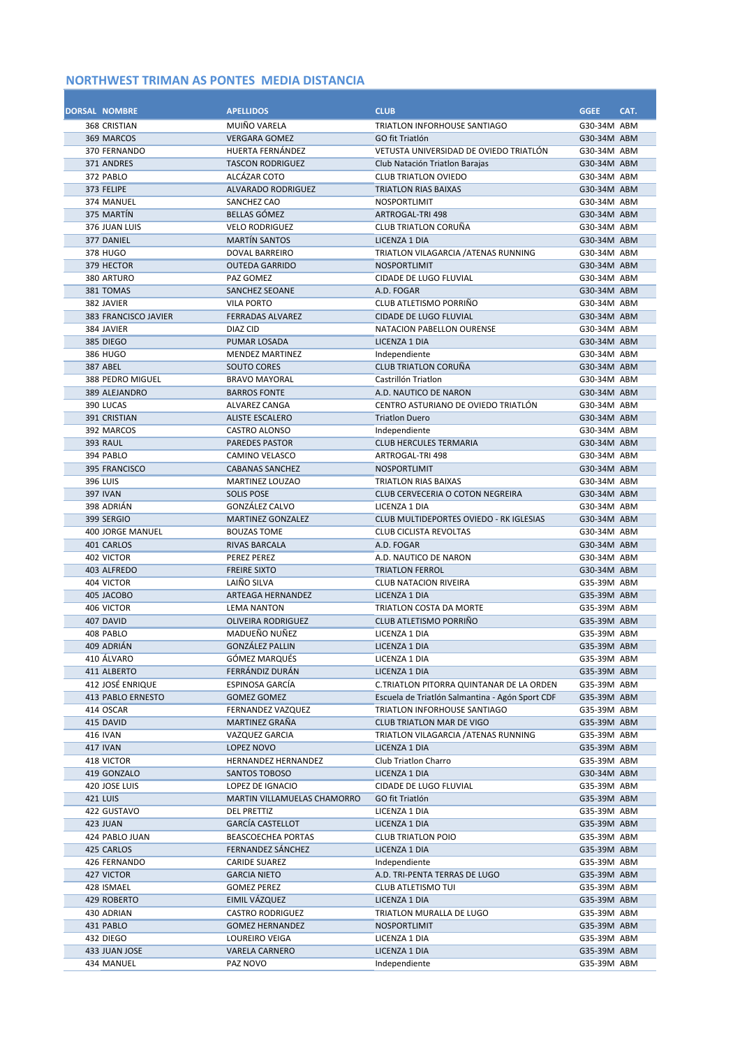## NORTHWEST TRIMAN AS PONTES MEDIA DISTANCIA

| DORSAL | NOMBRE | APELLIDOS | CLUB | GGEE | CAT. |
|---|---|---|---|---|---|
| 368 | CRISTIAN | MUIÑO VARELA | TRIATLON INFORHOUSE SANTIAGO | G30-34M | ABM |
| 369 | MARCOS | VERGARA GOMEZ | GO fit Triatlón | G30-34M | ABM |
| 370 | FERNANDO | HUERTA FERNÁNDEZ | VETUSTA UNIVERSIDAD DE OVIEDO TRIATLÓN | G30-34M | ABM |
| 371 | ANDRES | TASCON RODRIGUEZ | Club Natación Triatlon Barajas | G30-34M | ABM |
| 372 | PABLO | ALCÁZAR COTO | CLUB TRIATLON OVIEDO | G30-34M | ABM |
| 373 | FELIPE | ALVARADO RODRIGUEZ | TRIATLON RIAS BAIXAS | G30-34M | ABM |
| 374 | MANUEL | SANCHEZ CAO | NOSPORTLIMIT | G30-34M | ABM |
| 375 | MARTÍN | BELLAS GÓMEZ | ARTROGAL-TRI 498 | G30-34M | ABM |
| 376 | JUAN LUIS | VELO RODRIGUEZ | CLUB TRIATLON CORUÑA | G30-34M | ABM |
| 377 | DANIEL | MARTÍN SANTOS | LICENZA 1 DIA | G30-34M | ABM |
| 378 | HUGO | DOVAL BARREIRO | TRIATLON VILAGARCIA /ATENAS RUNNING | G30-34M | ABM |
| 379 | HECTOR | OUTEDA GARRIDO | NOSPORTLIMIT | G30-34M | ABM |
| 380 | ARTURO | PAZ GOMEZ | CIDADE DE LUGO FLUVIAL | G30-34M | ABM |
| 381 | TOMAS | SANCHEZ SEOANE | A.D. FOGAR | G30-34M | ABM |
| 382 | JAVIER | VILA PORTO | CLUB ATLETISMO PORRIÑO | G30-34M | ABM |
| 383 | FRANCISCO JAVIER | FERRADAS ALVAREZ | CIDADE DE LUGO FLUVIAL | G30-34M | ABM |
| 384 | JAVIER | DIAZ CID | NATACION PABELLON OURENSE | G30-34M | ABM |
| 385 | DIEGO | PUMAR LOSADA | LICENZA 1 DIA | G30-34M | ABM |
| 386 | HUGO | MENDEZ MARTINEZ | Independiente | G30-34M | ABM |
| 387 | ABEL | SOUTO CORES | CLUB TRIATLON CORUÑA | G30-34M | ABM |
| 388 | PEDRO MIGUEL | BRAVO MAYORAL | Castrillón Triatlon | G30-34M | ABM |
| 389 | ALEJANDRO | BARROS FONTE | A.D. NAUTICO DE NARON | G30-34M | ABM |
| 390 | LUCAS | ALVAREZ CANGA | CENTRO ASTURIANO DE OVIEDO TRIATLÓN | G30-34M | ABM |
| 391 | CRISTIAN | ALISTE ESCALERO | Triatlon Duero | G30-34M | ABM |
| 392 | MARCOS | CASTRO ALONSO | Independiente | G30-34M | ABM |
| 393 | RAUL | PAREDES PASTOR | CLUB HERCULES TERMARIA | G30-34M | ABM |
| 394 | PABLO | CAMINO VELASCO | ARTROGAL-TRI 498 | G30-34M | ABM |
| 395 | FRANCISCO | CABANAS SANCHEZ | NOSPORTLIMIT | G30-34M | ABM |
| 396 | LUIS | MARTINEZ LOUZAO | TRIATLON RIAS BAIXAS | G30-34M | ABM |
| 397 | IVAN | SOLIS POSE | CLUB CERVECERIA O COTON NEGREIRA | G30-34M | ABM |
| 398 | ADRIÁN | GONZÁLEZ CALVO | LICENZA 1 DIA | G30-34M | ABM |
| 399 | SERGIO | MARTINEZ GONZALEZ | CLUB MULTIDEPORTES OVIEDO - RK IGLESIAS | G30-34M | ABM |
| 400 | JORGE MANUEL | BOUZAS TOME | CLUB CICLISTA REVOLTAS | G30-34M | ABM |
| 401 | CARLOS | RIVAS BARCALA | A.D. FOGAR | G30-34M | ABM |
| 402 | VICTOR | PEREZ PEREZ | A.D. NAUTICO DE NARON | G30-34M | ABM |
| 403 | ALFREDO | FREIRE SIXTO | TRIATLON FERROL | G30-34M | ABM |
| 404 | VICTOR | LAIÑO SILVA | CLUB NATACION RIVEIRA | G35-39M | ABM |
| 405 | JACOBO | ARTEAGA HERNANDEZ | LICENZA 1 DIA | G35-39M | ABM |
| 406 | VICTOR | LEMA NANTON | TRIATLON COSTA DA MORTE | G35-39M | ABM |
| 407 | DAVID | OLIVEIRA RODRIGUEZ | CLUB ATLETISMO PORRIÑO | G35-39M | ABM |
| 408 | PABLO | MADUEÑO NUÑEZ | LICENZA 1 DIA | G35-39M | ABM |
| 409 | ADRIÁN | GONZÁLEZ PALLIN | LICENZA 1 DIA | G35-39M | ABM |
| 410 | ÁLVARO | GÓMEZ MARQUÉS | LICENZA 1 DIA | G35-39M | ABM |
| 411 | ALBERTO | FERRÁNDIZ DURÁN | LICENZA 1 DIA | G35-39M | ABM |
| 412 | JOSÉ ENRIQUE | ESPINOSA GARCÍA | C.TRIATLON PITORRA QUINTANAR DE LA ORDEN | G35-39M | ABM |
| 413 | PABLO ERNESTO | GOMEZ GOMEZ | Escuela de Triatlón Salmantina - Agón Sport CDF | G35-39M | ABM |
| 414 | OSCAR | FERNANDEZ VAZQUEZ | TRIATLON INFORHOUSE SANTIAGO | G35-39M | ABM |
| 415 | DAVID | MARTINEZ GRAÑA | CLUB TRIATLON MAR DE VIGO | G35-39M | ABM |
| 416 | IVAN | VAZQUEZ GARCIA | TRIATLON VILAGARCIA /ATENAS RUNNING | G35-39M | ABM |
| 417 | IVAN | LOPEZ NOVO | LICENZA 1 DIA | G35-39M | ABM |
| 418 | VICTOR | HERNANDEZ HERNANDEZ | Club Triatlon Charro | G35-39M | ABM |
| 419 | GONZALO | SANTOS TOBOSO | LICENZA 1 DIA | G30-34M | ABM |
| 420 | JOSE LUIS | LOPEZ DE IGNACIO | CIDADE DE LUGO FLUVIAL | G35-39M | ABM |
| 421 | LUIS | MARTIN VILLAMUELAS CHAMORRO | GO fit Triatlón | G35-39M | ABM |
| 422 | GUSTAVO | DEL PRETTIZ | LICENZA 1 DIA | G35-39M | ABM |
| 423 | JUAN | GARCÍA CASTELLOT | LICENZA 1 DIA | G35-39M | ABM |
| 424 | PABLO JUAN | BEASCOECHEA PORTAS | CLUB TRIATLON POIO | G35-39M | ABM |
| 425 | CARLOS | FERNANDEZ SÁNCHEZ | LICENZA 1 DIA | G35-39M | ABM |
| 426 | FERNANDO | CARIDE SUAREZ | Independiente | G35-39M | ABM |
| 427 | VICTOR | GARCIA NIETO | A.D. TRI-PENTA TERRAS DE LUGO | G35-39M | ABM |
| 428 | ISMAEL | GOMEZ PEREZ | CLUB ATLETISMO TUI | G35-39M | ABM |
| 429 | ROBERTO | EIMIL VÁZQUEZ | LICENZA 1 DIA | G35-39M | ABM |
| 430 | ADRIAN | CASTRO RODRIGUEZ | TRIATLON MURALLA DE LUGO | G35-39M | ABM |
| 431 | PABLO | GOMEZ HERNANDEZ | NOSPORTLIMIT | G35-39M | ABM |
| 432 | DIEGO | LOUREIRO VEIGA | LICENZA 1 DIA | G35-39M | ABM |
| 433 | JUAN JOSE | VARELA CARNERO | LICENZA 1 DIA | G35-39M | ABM |
| 434 | MANUEL | PAZ NOVO | Independiente | G35-39M | ABM |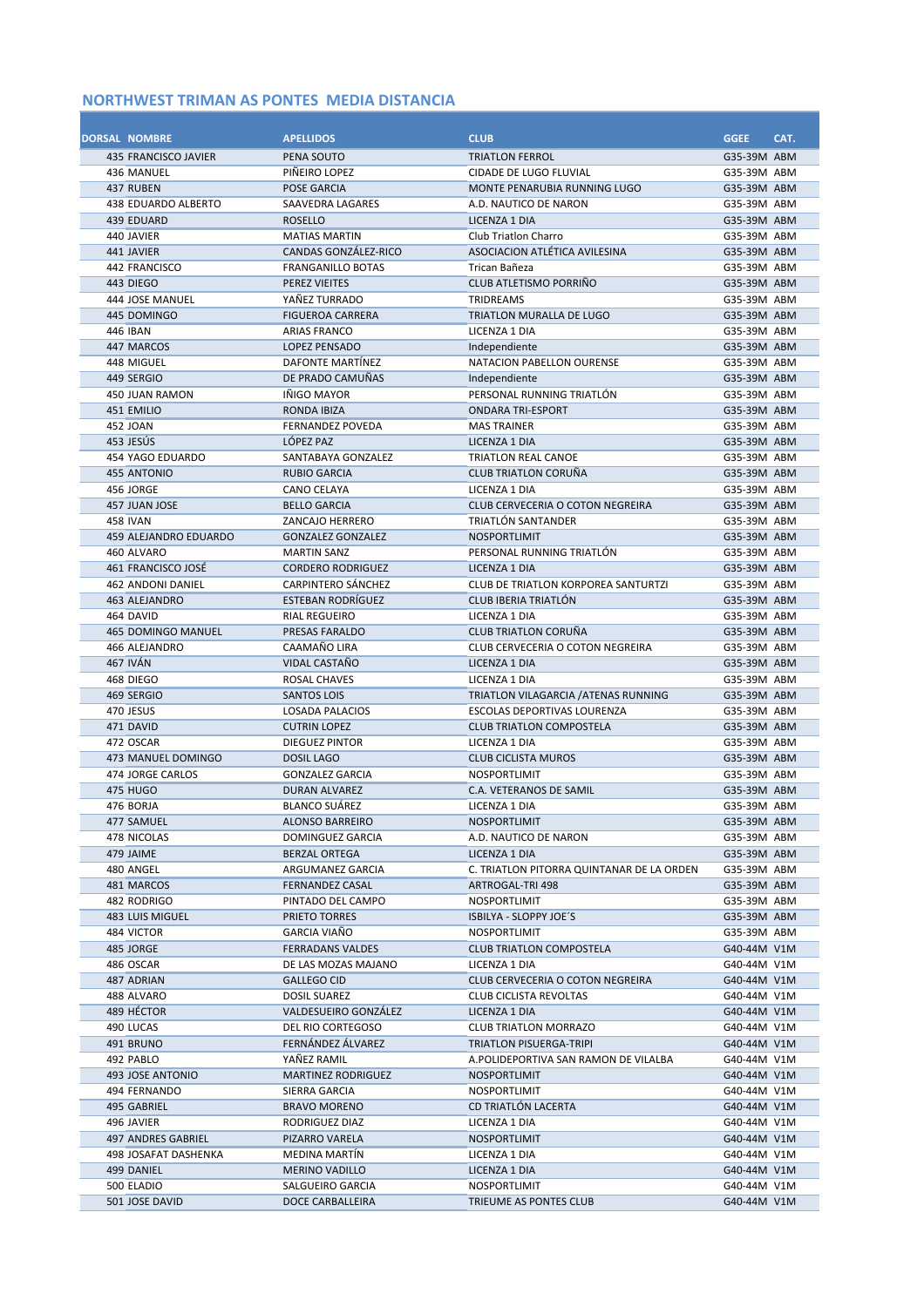## NORTHWEST TRIMAN AS PONTES MEDIA DISTANCIA

| DORSAL | NOMBRE | APELLIDOS | CLUB | GGEE | CAT. |
|---|---|---|---|---|---|
| 435 | FRANCISCO JAVIER | PENA SOUTO | TRIATLON FERROL | G35-39M | ABM |
| 436 | MANUEL | PIÑEIRO LOPEZ | CIDADE DE LUGO FLUVIAL | G35-39M | ABM |
| 437 | RUBEN | POSE GARCIA | MONTE PENARUBIA RUNNING LUGO | G35-39M | ABM |
| 438 | EDUARDO ALBERTO | SAAVEDRA LAGARES | A.D. NAUTICO DE NARON | G35-39M | ABM |
| 439 | EDUARD | ROSELLO | LICENZA 1 DIA | G35-39M | ABM |
| 440 | JAVIER | MATIAS MARTIN | Club Triatlon Charro | G35-39M | ABM |
| 441 | JAVIER | CANDAS GONZÁLEZ-RICO | ASOCIACION ATLÉTICA AVILESINA | G35-39M | ABM |
| 442 | FRANCISCO | FRANGANILLO BOTAS | Trican Bañeza | G35-39M | ABM |
| 443 | DIEGO | PEREZ VIEITES | CLUB ATLETISMO PORRIÑO | G35-39M | ABM |
| 444 | JOSE MANUEL | YAÑEZ TURRADO | TRIDREAMS | G35-39M | ABM |
| 445 | DOMINGO | FIGUEROA CARRERA | TRIATLON MURALLA DE LUGO | G35-39M | ABM |
| 446 | IBAN | ARIAS FRANCO | LICENZA 1 DIA | G35-39M | ABM |
| 447 | MARCOS | LOPEZ PENSADO | Independiente | G35-39M | ABM |
| 448 | MIGUEL | DAFONTE MARTÍNEZ | NATACION PABELLON OURENSE | G35-39M | ABM |
| 449 | SERGIO | DE PRADO CAMUÑAS | Independiente | G35-39M | ABM |
| 450 | JUAN RAMON | IÑIGO MAYOR | PERSONAL RUNNING TRIATLÓN | G35-39M | ABM |
| 451 | EMILIO | RONDA IBIZA | ONDARA TRI-ESPORT | G35-39M | ABM |
| 452 | JOAN | FERNANDEZ POVEDA | MAS TRAINER | G35-39M | ABM |
| 453 | JESÚS | LÓPEZ PAZ | LICENZA 1 DIA | G35-39M | ABM |
| 454 | YAGO EDUARDO | SANTABAYA GONZALEZ | TRIATLON REAL CANOE | G35-39M | ABM |
| 455 | ANTONIO | RUBIO GARCIA | CLUB TRIATLON CORUÑA | G35-39M | ABM |
| 456 | JORGE | CANO CELAYA | LICENZA 1 DIA | G35-39M | ABM |
| 457 | JUAN JOSE | BELLO GARCIA | CLUB CERVECERIA O COTON NEGREIRA | G35-39M | ABM |
| 458 | IVAN | ZANCAJO HERRERO | TRIATLÓN SANTANDER | G35-39M | ABM |
| 459 | ALEJANDRO EDUARDO | GONZALEZ GONZALEZ | NOSPORTLIMIT | G35-39M | ABM |
| 460 | ALVARO | MARTIN SANZ | PERSONAL RUNNING TRIATLÓN | G35-39M | ABM |
| 461 | FRANCISCO JOSÉ | CORDERO RODRIGUEZ | LICENZA 1 DIA | G35-39M | ABM |
| 462 | ANDONI DANIEL | CARPINTERO SÁNCHEZ | CLUB DE TRIATLON KORPOREA SANTURTZI | G35-39M | ABM |
| 463 | ALEJANDRO | ESTEBAN RODRÍGUEZ | CLUB IBERIA TRIATLÓN | G35-39M | ABM |
| 464 | DAVID | RIAL REGUEIRO | LICENZA 1 DIA | G35-39M | ABM |
| 465 | DOMINGO MANUEL | PRESAS FARALDO | CLUB TRIATLON CORUÑA | G35-39M | ABM |
| 466 | ALEJANDRO | CAAMAÑO LIRA | CLUB CERVECERIA O COTON NEGREIRA | G35-39M | ABM |
| 467 | IVÁN | VIDAL CASTAÑO | LICENZA 1 DIA | G35-39M | ABM |
| 468 | DIEGO | ROSAL CHAVES | LICENZA 1 DIA | G35-39M | ABM |
| 469 | SERGIO | SANTOS LOIS | TRIATLON VILAGARCIA /ATENAS RUNNING | G35-39M | ABM |
| 470 | JESUS | LOSADA PALACIOS | ESCOLAS DEPORTIVAS LOURENZA | G35-39M | ABM |
| 471 | DAVID | CUTRIN LOPEZ | CLUB TRIATLON COMPOSTELA | G35-39M | ABM |
| 472 | OSCAR | DIEGUEZ PINTOR | LICENZA 1 DIA | G35-39M | ABM |
| 473 | MANUEL DOMINGO | DOSIL LAGO | CLUB CICLISTA MUROS | G35-39M | ABM |
| 474 | JORGE CARLOS | GONZALEZ GARCIA | NOSPORTLIMIT | G35-39M | ABM |
| 475 | HUGO | DURAN ALVAREZ | C.A. VETERANOS DE SAMIL | G35-39M | ABM |
| 476 | BORJA | BLANCO SUÁREZ | LICENZA 1 DIA | G35-39M | ABM |
| 477 | SAMUEL | ALONSO BARREIRO | NOSPORTLIMIT | G35-39M | ABM |
| 478 | NICOLAS | DOMINGUEZ GARCIA | A.D. NAUTICO DE NARON | G35-39M | ABM |
| 479 | JAIME | BERZAL ORTEGA | LICENZA 1 DIA | G35-39M | ABM |
| 480 | ANGEL | ARGUMANEZ GARCIA | C. TRIATLON PITORRA QUINTANAR DE LA ORDEN | G35-39M | ABM |
| 481 | MARCOS | FERNANDEZ CASAL | ARTROGAL-TRI 498 | G35-39M | ABM |
| 482 | RODRIGO | PINTADO DEL CAMPO | NOSPORTLIMIT | G35-39M | ABM |
| 483 | LUIS MIGUEL | PRIETO TORRES | ISBILYA - SLOPPY JOE´S | G35-39M | ABM |
| 484 | VICTOR | GARCIA VIAÑO | NOSPORTLIMIT | G35-39M | ABM |
| 485 | JORGE | FERRADANS VALDES | CLUB TRIATLON COMPOSTELA | G40-44M | V1M |
| 486 | OSCAR | DE LAS MOZAS MAJANO | LICENZA 1 DIA | G40-44M | V1M |
| 487 | ADRIAN | GALLEGO CID | CLUB CERVECERIA O COTON NEGREIRA | G40-44M | V1M |
| 488 | ALVARO | DOSIL SUAREZ | CLUB CICLISTA REVOLTAS | G40-44M | V1M |
| 489 | HÉCTOR | VALDESUEIRO GONZÁLEZ | LICENZA 1 DIA | G40-44M | V1M |
| 490 | LUCAS | DEL RIO CORTEGOSO | CLUB TRIATLON MORRAZO | G40-44M | V1M |
| 491 | BRUNO | FERNÁNDEZ ÁLVAREZ | TRIATLON PISUERGA-TRIPI | G40-44M | V1M |
| 492 | PABLO | YAÑEZ RAMIL | A.POLIDEPORTIVA SAN RAMON DE VILALBA | G40-44M | V1M |
| 493 | JOSE ANTONIO | MARTINEZ RODRIGUEZ | NOSPORTLIMIT | G40-44M | V1M |
| 494 | FERNANDO | SIERRA GARCIA | NOSPORTLIMIT | G40-44M | V1M |
| 495 | GABRIEL | BRAVO MORENO | CD TRIATLÓN LACERTA | G40-44M | V1M |
| 496 | JAVIER | RODRIGUEZ DIAZ | LICENZA 1 DIA | G40-44M | V1M |
| 497 | ANDRES GABRIEL | PIZARRO VARELA | NOSPORTLIMIT | G40-44M | V1M |
| 498 | JOSAFAT DASHENKA | MEDINA MARTÍN | LICENZA 1 DIA | G40-44M | V1M |
| 499 | DANIEL | MERINO VADILLO | LICENZA 1 DIA | G40-44M | V1M |
| 500 | ELADIO | SALGUEIRO GARCIA | NOSPORTLIMIT | G40-44M | V1M |
| 501 | JOSE DAVID | DOCE CARBALLEIRA | TRIEUME AS PONTES CLUB | G40-44M | V1M |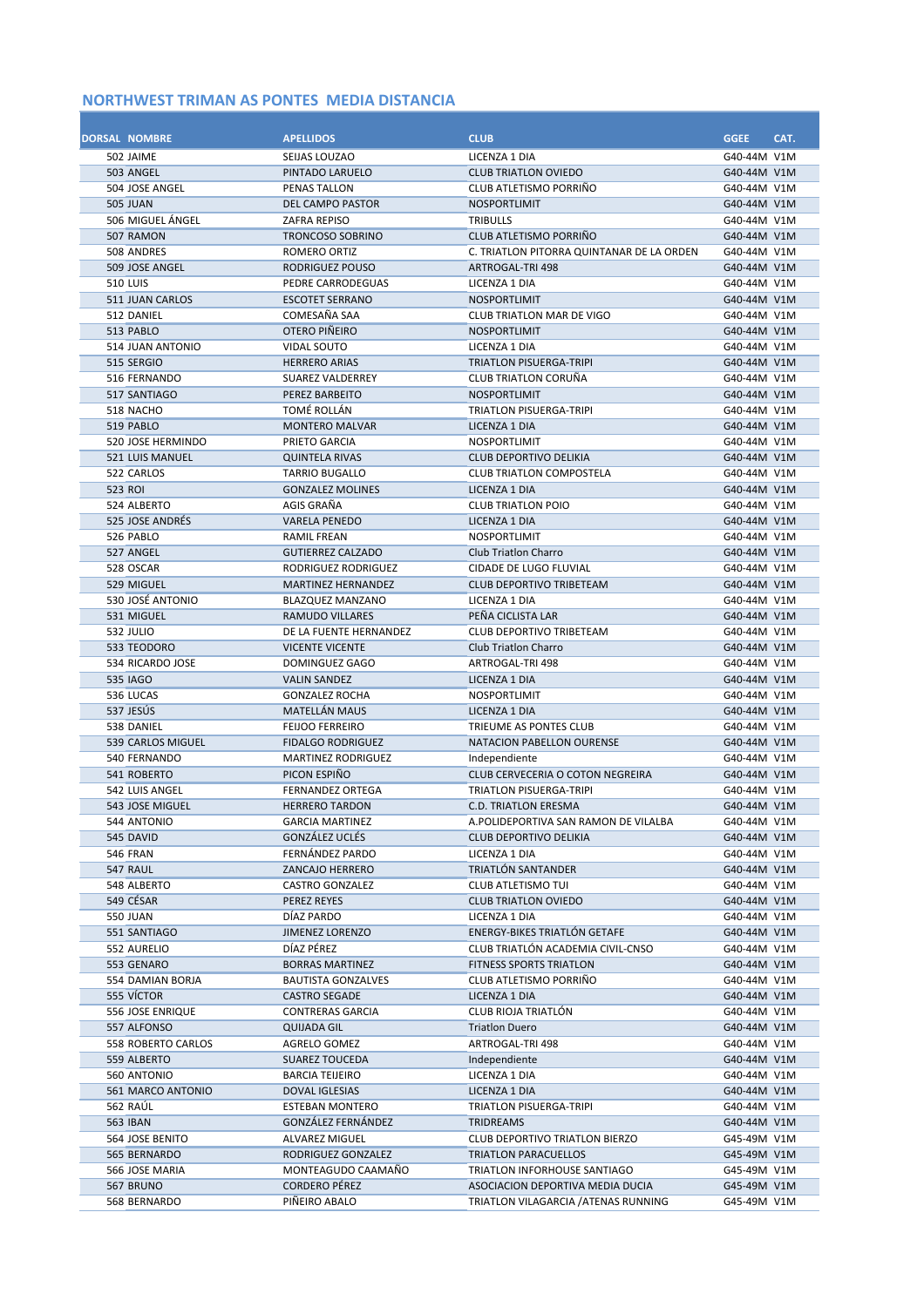## NORTHWEST TRIMAN AS PONTES MEDIA DISTANCIA

| DORSAL | NOMBRE | APELLIDOS | CLUB | GGEE | CAT. |
|---|---|---|---|---|---|
| 502 | JAIME | SEIJAS LOUZAO | LICENZA 1 DIA | G40-44M | V1M |
| 503 | ANGEL | PINTADO LARUELO | CLUB TRIATLON OVIEDO | G40-44M | V1M |
| 504 | JOSE ANGEL | PENAS TALLON | CLUB ATLETISMO PORRIÑO | G40-44M | V1M |
| 505 | JUAN | DEL CAMPO PASTOR | NOSPORTLIMIT | G40-44M | V1M |
| 506 | MIGUEL ÁNGEL | ZAFRA REPISO | TRIBULLS | G40-44M | V1M |
| 507 | RAMON | TRONCOSO SOBRINO | CLUB ATLETISMO PORRIÑO | G40-44M | V1M |
| 508 | ANDRES | ROMERO ORTIZ | C. TRIATLON PITORRA QUINTANAR DE LA ORDEN | G40-44M | V1M |
| 509 | JOSE ANGEL | RODRIGUEZ POUSO | ARTROGAL-TRI 498 | G40-44M | V1M |
| 510 | LUIS | PEDRE CARRODEGUAS | LICENZA 1 DIA | G40-44M | V1M |
| 511 | JUAN CARLOS | ESCOTET SERRANO | NOSPORTLIMIT | G40-44M | V1M |
| 512 | DANIEL | COMESAÑA SAA | CLUB TRIATLON MAR DE VIGO | G40-44M | V1M |
| 513 | PABLO | OTERO PIÑEIRO | NOSPORTLIMIT | G40-44M | V1M |
| 514 | JUAN ANTONIO | VIDAL SOUTO | LICENZA 1 DIA | G40-44M | V1M |
| 515 | SERGIO | HERRERO ARIAS | TRIATLON PISUERGA-TRIPI | G40-44M | V1M |
| 516 | FERNANDO | SUAREZ VALDERREY | CLUB TRIATLON CORUÑA | G40-44M | V1M |
| 517 | SANTIAGO | PEREZ BARBEITO | NOSPORTLIMIT | G40-44M | V1M |
| 518 | NACHO | TOMÉ ROLLÁN | TRIATLON PISUERGA-TRIPI | G40-44M | V1M |
| 519 | PABLO | MONTERO MALVAR | LICENZA 1 DIA | G40-44M | V1M |
| 520 | JOSE HERMINDO | PRIETO GARCIA | NOSPORTLIMIT | G40-44M | V1M |
| 521 | LUIS MANUEL | QUINTELA RIVAS | CLUB DEPORTIVO DELIKIA | G40-44M | V1M |
| 522 | CARLOS | TARRIO BUGALLO | CLUB TRIATLON COMPOSTELA | G40-44M | V1M |
| 523 | ROI | GONZALEZ MOLINES | LICENZA 1 DIA | G40-44M | V1M |
| 524 | ALBERTO | AGIS GRAÑA | CLUB TRIATLON POIO | G40-44M | V1M |
| 525 | JOSE ANDRÉS | VARELA PENEDO | LICENZA 1 DIA | G40-44M | V1M |
| 526 | PABLO | RAMIL FREAN | NOSPORTLIMIT | G40-44M | V1M |
| 527 | ANGEL | GUTIERREZ CALZADO | Club Triatlon Charro | G40-44M | V1M |
| 528 | OSCAR | RODRIGUEZ RODRIGUEZ | CIDADE DE LUGO FLUVIAL | G40-44M | V1M |
| 529 | MIGUEL | MARTINEZ HERNANDEZ | CLUB DEPORTIVO TRIBETEAM | G40-44M | V1M |
| 530 | JOSÉ ANTONIO | BLAZQUEZ MANZANO | LICENZA 1 DIA | G40-44M | V1M |
| 531 | MIGUEL | RAMUDO VILLARES | PEÑA CICLISTA LAR | G40-44M | V1M |
| 532 | JULIO | DE LA FUENTE HERNANDEZ | CLUB DEPORTIVO TRIBETEAM | G40-44M | V1M |
| 533 | TEODORO | VICENTE VICENTE | Club Triatlon Charro | G40-44M | V1M |
| 534 | RICARDO JOSE | DOMINGUEZ GAGO | ARTROGAL-TRI 498 | G40-44M | V1M |
| 535 | IAGO | VALIN SANDEZ | LICENZA 1 DIA | G40-44M | V1M |
| 536 | LUCAS | GONZALEZ ROCHA | NOSPORTLIMIT | G40-44M | V1M |
| 537 | JESÚS | MATELLÁN MAUS | LICENZA 1 DIA | G40-44M | V1M |
| 538 | DANIEL | FEIJOO FERREIRO | TRIEUME AS PONTES CLUB | G40-44M | V1M |
| 539 | CARLOS MIGUEL | FIDALGO RODRIGUEZ | NATACION PABELLON OURENSE | G40-44M | V1M |
| 540 | FERNANDO | MARTINEZ RODRIGUEZ | Independiente | G40-44M | V1M |
| 541 | ROBERTO | PICON ESPIÑO | CLUB CERVECERIA O COTON NEGREIRA | G40-44M | V1M |
| 542 | LUIS ANGEL | FERNANDEZ ORTEGA | TRIATLON PISUERGA-TRIPI | G40-44M | V1M |
| 543 | JOSE MIGUEL | HERRERO TARDON | C.D. TRIATLON ERESMA | G40-44M | V1M |
| 544 | ANTONIO | GARCIA MARTINEZ | A.POLIDEPORTIVA SAN RAMON DE VILALBA | G40-44M | V1M |
| 545 | DAVID | GONZÁLEZ UCLÉS | CLUB DEPORTIVO DELIKIA | G40-44M | V1M |
| 546 | FRAN | FERNÁNDEZ PARDO | LICENZA 1 DIA | G40-44M | V1M |
| 547 | RAUL | ZANCAJO HERRERO | TRIATLÓN SANTANDER | G40-44M | V1M |
| 548 | ALBERTO | CASTRO GONZALEZ | CLUB ATLETISMO TUI | G40-44M | V1M |
| 549 | CÉSAR | PEREZ REYES | CLUB TRIATLON OVIEDO | G40-44M | V1M |
| 550 | JUAN | DÍAZ PARDO | LICENZA 1 DIA | G40-44M | V1M |
| 551 | SANTIAGO | JIMENEZ LORENZO | ENERGY-BIKES TRIATLÓN GETAFE | G40-44M | V1M |
| 552 | AURELIO | DÍAZ PÉREZ | CLUB TRIATLÓN ACADEMIA CIVIL-CNSO | G40-44M | V1M |
| 553 | GENARO | BORRAS MARTINEZ | FITNESS SPORTS TRIATLON | G40-44M | V1M |
| 554 | DAMIAN BORJA | BAUTISTA GONZALVES | CLUB ATLETISMO PORRIÑO | G40-44M | V1M |
| 555 | VÍCTOR | CASTRO SEGADE | LICENZA 1 DIA | G40-44M | V1M |
| 556 | JOSE ENRIQUE | CONTRERAS GARCIA | CLUB RIOJA TRIATLÓN | G40-44M | V1M |
| 557 | ALFONSO | QUIJADA GIL | Triatlon Duero | G40-44M | V1M |
| 558 | ROBERTO CARLOS | AGRELO GOMEZ | ARTROGAL-TRI 498 | G40-44M | V1M |
| 559 | ALBERTO | SUAREZ TOUCEDA | Independiente | G40-44M | V1M |
| 560 | ANTONIO | BARCIA TEIJEIRO | LICENZA 1 DIA | G40-44M | V1M |
| 561 | MARCO ANTONIO | DOVAL IGLESIAS | LICENZA 1 DIA | G40-44M | V1M |
| 562 | RAÚL | ESTEBAN MONTERO | TRIATLON PISUERGA-TRIPI | G40-44M | V1M |
| 563 | IBAN | GONZÁLEZ FERNÁNDEZ | TRIDREAMS | G40-44M | V1M |
| 564 | JOSE BENITO | ALVAREZ MIGUEL | CLUB DEPORTIVO TRIATLON BIERZO | G45-49M | V1M |
| 565 | BERNARDO | RODRIGUEZ GONZALEZ | TRIATLON PARACUELLOS | G45-49M | V1M |
| 566 | JOSE MARIA | MONTEAGUDO CAAMAÑO | TRIATLON INFORHOUSE SANTIAGO | G45-49M | V1M |
| 567 | BRUNO | CORDERO PÉREZ | ASOCIACION DEPORTIVA MEDIA DUCIA | G45-49M | V1M |
| 568 | BERNARDO | PIÑEIRO ABALO | TRIATLON VILAGARCIA /ATENAS RUNNING | G45-49M | V1M |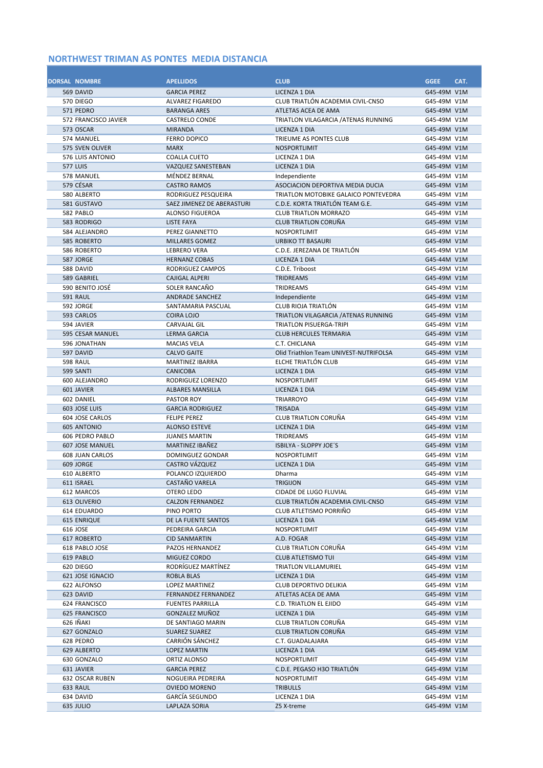## NORTHWEST TRIMAN AS PONTES  MEDIA DISTANCIA

| DORSAL | NOMBRE | APELLIDOS | CLUB | GGEE | CAT. |
|---|---|---|---|---|---|
| 569 | DAVID | GARCIA PEREZ | LICENZA 1 DIA | G45-49M | V1M |
| 570 | DIEGO | ALVAREZ FIGAREDO | CLUB TRIATLÓN ACADEMIA CIVIL-CNSO | G45-49M | V1M |
| 571 | PEDRO | BARANGA ARES | ATLETAS ACEA DE AMA | G45-49M | V1M |
| 572 | FRANCISCO JAVIER | CASTRELO CONDE | TRIATLON VILAGARCIA /ATENAS RUNNING | G45-49M | V1M |
| 573 | OSCAR | MIRANDA | LICENZA 1 DIA | G45-49M | V1M |
| 574 | MANUEL | FERRO DOPICO | TRIEUME AS PONTES CLUB | G45-49M | V1M |
| 575 | SVEN OLIVER | MARX | NOSPORTLIMIT | G45-49M | V1M |
| 576 | LUIS ANTONIO | COALLA CUETO | LICENZA 1 DIA | G45-49M | V1M |
| 577 | LUIS | VAZQUEZ SANESTEBAN | LICENZA 1 DIA | G45-49M | V1M |
| 578 | MANUEL | MÉNDEZ BERNAL | Independiente | G45-49M | V1M |
| 579 | CÉSAR | CASTRO RAMOS | ASOCIACION DEPORTIVA MEDIA DUCIA | G45-49M | V1M |
| 580 | ALBERTO | RODRIGUEZ PESQUEIRA | TRIATLON MOTOBIKE GALAICO PONTEVEDRA | G45-49M | V1M |
| 581 | GUSTAVO | SAEZ JIMENEZ DE ABERASTURI | C.D.E. KORTA TRIATLÓN TEAM G.E. | G45-49M | V1M |
| 582 | PABLO | ALONSO FIGUEROA | CLUB TRIATLON MORRAZO | G45-49M | V1M |
| 583 | RODRIGO | LISTE FAYA | CLUB TRIATLON CORUÑA | G45-49M | V1M |
| 584 | ALEJANDRO | PEREZ GIANNETTO | NOSPORTLIMIT | G45-49M | V1M |
| 585 | ROBERTO | MILLARES GOMEZ | URBIKO TT BASAURI | G45-49M | V1M |
| 586 | ROBERTO | LEBRERO VERA | C.D.E. JEREZANA DE TRIATLÓN | G45-49M | V1M |
| 587 | JORGE | HERNANZ COBAS | LICENZA 1 DIA | G45-44M | V1M |
| 588 | DAVID | RODRIGUEZ CAMPOS | C.D.E. Triboost | G45-49M | V1M |
| 589 | GABRIEL | CAJIGAL ALPERI | TRIDREAMS | G45-49M | V1M |
| 590 | BENITO JOSÉ | SOLER RANCAÑO | TRIDREAMS | G45-49M | V1M |
| 591 | RAUL | ANDRADE SANCHEZ | Independiente | G45-49M | V1M |
| 592 | JORGE | SANTAMARIA PASCUAL | CLUB RIOJA TRIATLÓN | G45-49M | V1M |
| 593 | CARLOS | COIRA LOJO | TRIATLON VILAGARCIA /ATENAS RUNNING | G45-49M | V1M |
| 594 | JAVIER | CARVAJAL GIL | TRIATLON PISUERGA-TRIPI | G45-49M | V1M |
| 595 | CESAR MANUEL | LERMA GARCIA | CLUB HERCULES TERMARIA | G45-49M | V1M |
| 596 | JONATHAN | MACIAS VELA | C.T. CHICLANA | G45-49M | V1M |
| 597 | DAVID | CALVO GAITE | Olid Triathlon Team UNIVEST-NUTRIFOLSA | G45-49M | V1M |
| 598 | RAUL | MARTINEZ IBARRA | ELCHE TRIATLÓN CLUB | G45-49M | V1M |
| 599 | SANTI | CANICOBA | LICENZA 1 DIA | G45-49M | V1M |
| 600 | ALEJANDRO | RODRIGUEZ LORENZO | NOSPORTLIMIT | G45-49M | V1M |
| 601 | JAVIER | ALBARES MANSILLA | LICENZA 1 DIA | G45-49M | V1M |
| 602 | DANIEL | PASTOR ROY | TRIARROYO | G45-49M | V1M |
| 603 | JOSE LUIS | GARCIA RODRIGUEZ | TRISADA | G45-49M | V1M |
| 604 | JOSE CARLOS | FELIPE PEREZ | CLUB TRIATLON CORUÑA | G45-49M | V1M |
| 605 | ANTONIO | ALONSO ESTEVE | LICENZA 1 DIA | G45-49M | V1M |
| 606 | PEDRO PABLO | JUANES MARTIN | TRIDREAMS | G45-49M | V1M |
| 607 | JOSE MANUEL | MARTINEZ IBAÑEZ | ISBILYA - SLOPPY JOE´S | G45-49M | V1M |
| 608 | JUAN CARLOS | DOMINGUEZ GONDAR | NOSPORTLIMIT | G45-49M | V1M |
| 609 | JORGE | CASTRO VÁZQUEZ | LICENZA 1 DIA | G45-49M | V1M |
| 610 | ALBERTO | POLANCO IZQUIERDO | Dharma | G45-49M | V1M |
| 611 | ISRAEL | CASTAÑO VARELA | TRIGIJON | G45-49M | V1M |
| 612 | MARCOS | OTERO LEDO | CIDADE DE LUGO FLUVIAL | G45-49M | V1M |
| 613 | OLIVERIO | CALZON FERNANDEZ | CLUB TRIATLÓN ACADEMIA CIVIL-CNSO | G45-49M | V1M |
| 614 | EDUARDO | PINO PORTO | CLUB ATLETISMO PORRIÑO | G45-49M | V1M |
| 615 | ENRIQUE | DE LA FUENTE SANTOS | LICENZA 1 DIA | G45-49M | V1M |
| 616 | JOSE | PEDREIRA GARCIA | NOSPORTLIMIT | G45-49M | V1M |
| 617 | ROBERTO | CID SANMARTIN | A.D. FOGAR | G45-49M | V1M |
| 618 | PABLO JOSE | PAZOS HERNANDEZ | CLUB TRIATLON CORUÑA | G45-49M | V1M |
| 619 | PABLO | MIGUEZ CORDO | CLUB ATLETISMO TUI | G45-49M | V1M |
| 620 | DIEGO | RODRÍGUEZ MARTÍNEZ | TRIATLON VILLAMURIEL | G45-49M | V1M |
| 621 | JOSE IGNACIO | ROBLA BLAS | LICENZA 1 DIA | G45-49M | V1M |
| 622 | ALFONSO | LOPEZ MARTINEZ | CLUB DEPORTIVO DELIKIA | G45-49M | V1M |
| 623 | DAVID | FERNANDEZ FERNANDEZ | ATLETAS ACEA DE AMA | G45-49M | V1M |
| 624 | FRANCISCO | FUENTES PARRILLA | C.D. TRIATLON EL EJIDO | G45-49M | V1M |
| 625 | FRANCISCO | GONZALEZ MUÑOZ | LICENZA 1 DIA | G45-49M | V1M |
| 626 | IÑAKI | DE SANTIAGO MARIN | CLUB TRIATLON CORUÑA | G45-49M | V1M |
| 627 | GONZALO | SUAREZ SUAREZ | CLUB TRIATLON CORUÑA | G45-49M | V1M |
| 628 | PEDRO | CARRIÓN SÁNCHEZ | C.T. GUADALAJARA | G45-49M | V1M |
| 629 | ALBERTO | LOPEZ MARTIN | LICENZA 1 DIA | G45-49M | V1M |
| 630 | GONZALO | ORTIZ ALONSO | NOSPORTLIMIT | G45-49M | V1M |
| 631 | JAVIER | GARCIA PEREZ | C.D.E. PEGASO H3O TRIATLÓN | G45-49M | V1M |
| 632 | OSCAR RUBEN | NOGUEIRA PEDREIRA | NOSPORTLIMIT | G45-49M | V1M |
| 633 | RAUL | OVIEDO MORENO | TRIBULLS | G45-49M | V1M |
| 634 | DAVID | GARCÍA SEGUNDO | LICENZA 1 DIA | G45-49M | V1M |
| 635 | JULIO | LAPLAZA SORIA | Z5 X-treme | G45-49M | V1M |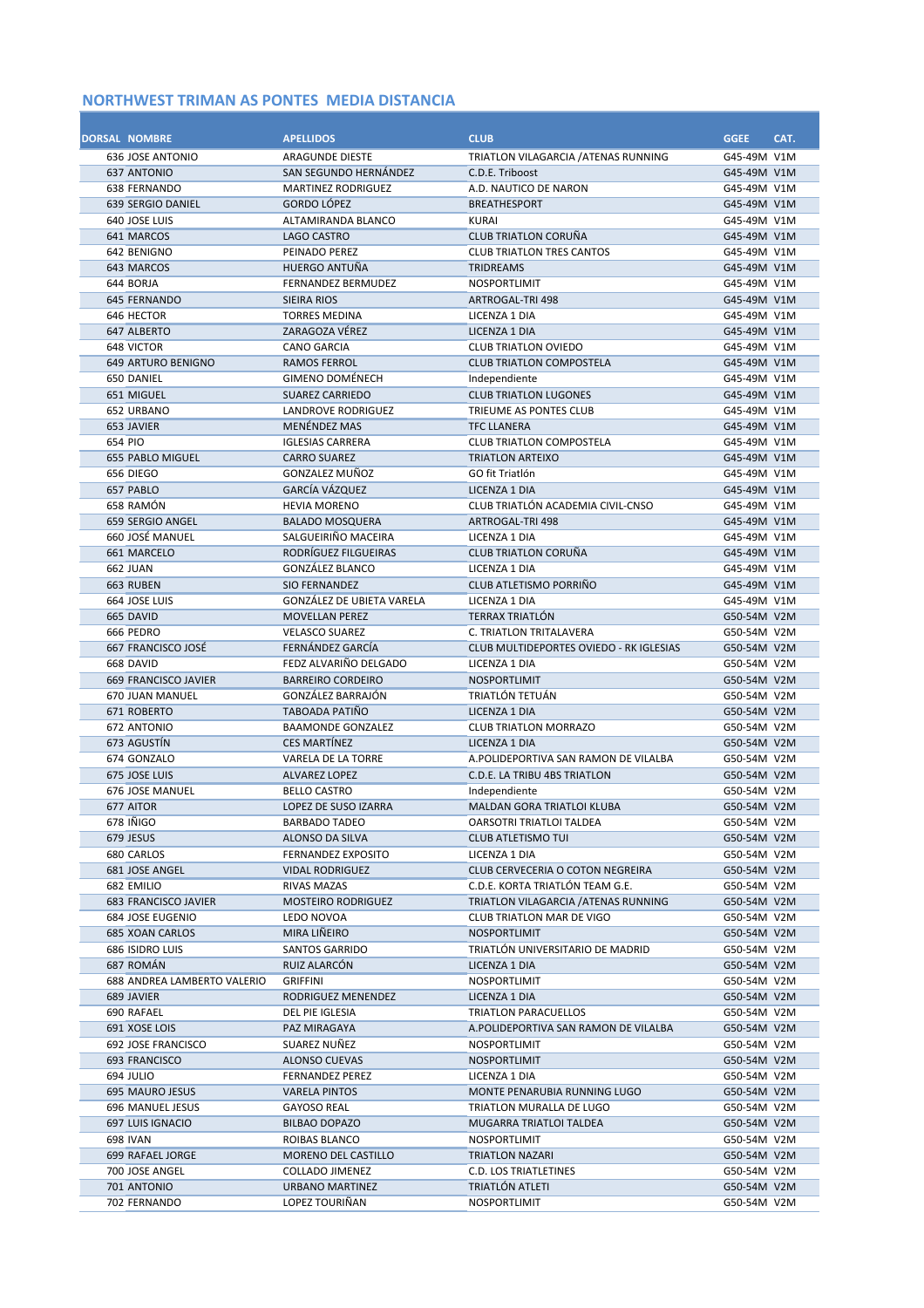## NORTHWEST TRIMAN AS PONTES MEDIA DISTANCIA

| DORSAL | NOMBRE | APELLIDOS | CLUB | GGEE | CAT. |
|---|---|---|---|---|---|
| 636 | JOSE ANTONIO | ARAGUNDE DIESTE | TRIATLON VILAGARCIA /ATENAS RUNNING | G45-49M | V1M |
| 637 | ANTONIO | SAN SEGUNDO HERNÁNDEZ | C.D.E. Triboost | G45-49M | V1M |
| 638 | FERNANDO | MARTINEZ RODRIGUEZ | A.D. NAUTICO DE NARON | G45-49M | V1M |
| 639 | SERGIO DANIEL | GORDO LÓPEZ | BREATHESPORT | G45-49M | V1M |
| 640 | JOSE LUIS | ALTAMIRANDA BLANCO | KURAI | G45-49M | V1M |
| 641 | MARCOS | LAGO CASTRO | CLUB TRIATLON CORUÑA | G45-49M | V1M |
| 642 | BENIGNO | PEINADO PEREZ | CLUB TRIATLON TRES CANTOS | G45-49M | V1M |
| 643 | MARCOS | HUERGO ANTUÑA | TRIDREAMS | G45-49M | V1M |
| 644 | BORJA | FERNANDEZ BERMUDEZ | NOSPORTLIMIT | G45-49M | V1M |
| 645 | FERNANDO | SIEIRA RIOS | ARTROGAL-TRI 498 | G45-49M | V1M |
| 646 | HECTOR | TORRES MEDINA | LICENZA 1 DIA | G45-49M | V1M |
| 647 | ALBERTO | ZARAGOZA VÉREZ | LICENZA 1 DIA | G45-49M | V1M |
| 648 | VICTOR | CANO GARCIA | CLUB TRIATLON OVIEDO | G45-49M | V1M |
| 649 | ARTURO BENIGNO | RAMOS FERROL | CLUB TRIATLON COMPOSTELA | G45-49M | V1M |
| 650 | DANIEL | GIMENO DOMÉNECH | Independiente | G45-49M | V1M |
| 651 | MIGUEL | SUAREZ CARRIEDO | CLUB TRIATLON LUGONES | G45-49M | V1M |
| 652 | URBANO | LANDROVE RODRIGUEZ | TRIEUME AS PONTES CLUB | G45-49M | V1M |
| 653 | JAVIER | MENÉNDEZ MAS | TFC LLANERA | G45-49M | V1M |
| 654 | PIO | IGLESIAS CARRERA | CLUB TRIATLON COMPOSTELA | G45-49M | V1M |
| 655 | PABLO MIGUEL | CARRO SUAREZ | TRIATLON ARTEIXO | G45-49M | V1M |
| 656 | DIEGO | GONZALEZ MUÑOZ | GO fit Triatlón | G45-49M | V1M |
| 657 | PABLO | GARCÍA VÁZQUEZ | LICENZA 1 DIA | G45-49M | V1M |
| 658 | RAMÓN | HEVIA MORENO | CLUB TRIATLÓN ACADEMIA CIVIL-CNSO | G45-49M | V1M |
| 659 | SERGIO ANGEL | BALADO MOSQUERA | ARTROGAL-TRI 498 | G45-49M | V1M |
| 660 | JOSÉ MANUEL | SALGUEIRIÑO MACEIRA | LICENZA 1 DIA | G45-49M | V1M |
| 661 | MARCELO | RODRÍGUEZ FILGUEIRAS | CLUB TRIATLON CORUÑA | G45-49M | V1M |
| 662 | JUAN | GONZÁLEZ BLANCO | LICENZA 1 DIA | G45-49M | V1M |
| 663 | RUBEN | SIO FERNANDEZ | CLUB ATLETISMO PORRIÑO | G45-49M | V1M |
| 664 | JOSE LUIS | GONZÁLEZ DE UBIETA VARELA | LICENZA 1 DIA | G45-49M | V1M |
| 665 | DAVID | MOVELLAN PEREZ | TERRAX TRIATLÓN | G50-54M | V2M |
| 666 | PEDRO | VELASCO SUAREZ | C. TRIATLON TRITALAVERA | G50-54M | V2M |
| 667 | FRANCISCO JOSÉ | FERNÁNDEZ GARCÍA | CLUB MULTIDEPORTES OVIEDO - RK IGLESIAS | G50-54M | V2M |
| 668 | DAVID | FEDZ ALVARIÑO DELGADO | LICENZA 1 DIA | G50-54M | V2M |
| 669 | FRANCISCO JAVIER | BARREIRO CORDEIRO | NOSPORTLIMIT | G50-54M | V2M |
| 670 | JUAN MANUEL | GONZÁLEZ BARRAJÓN | TRIATLÓN TETUÁN | G50-54M | V2M |
| 671 | ROBERTO | TABOADA PATIÑO | LICENZA 1 DIA | G50-54M | V2M |
| 672 | ANTONIO | BAAMONDE GONZALEZ | CLUB TRIATLON MORRAZO | G50-54M | V2M |
| 673 | AGUSTÍN | CES MARTÍNEZ | LICENZA 1 DIA | G50-54M | V2M |
| 674 | GONZALO | VARELA DE LA TORRE | A.POLIDEPORTIVA SAN RAMON DE VILALBA | G50-54M | V2M |
| 675 | JOSE LUIS | ALVAREZ LOPEZ | C.D.E. LA TRIBU 4BS TRIATLON | G50-54M | V2M |
| 676 | JOSE MANUEL | BELLO CASTRO | Independiente | G50-54M | V2M |
| 677 | AITOR | LOPEZ DE SUSO IZARRA | MALDAN GORA TRIATLOI KLUBA | G50-54M | V2M |
| 678 | IÑIGO | BARBADO TADEO | OARSOTRI TRIATLOI TALDEA | G50-54M | V2M |
| 679 | JESUS | ALONSO DA SILVA | CLUB ATLETISMO TUI | G50-54M | V2M |
| 680 | CARLOS | FERNANDEZ EXPOSITO | LICENZA 1 DIA | G50-54M | V2M |
| 681 | JOSE ANGEL | VIDAL RODRIGUEZ | CLUB CERVECERIA O COTON NEGREIRA | G50-54M | V2M |
| 682 | EMILIO | RIVAS MAZAS | C.D.E. KORTA TRIATLÓN TEAM G.E. | G50-54M | V2M |
| 683 | FRANCISCO JAVIER | MOSTEIRO RODRIGUEZ | TRIATLON VILAGARCIA /ATENAS RUNNING | G50-54M | V2M |
| 684 | JOSE EUGENIO | LEDO NOVOA | CLUB TRIATLON MAR DE VIGO | G50-54M | V2M |
| 685 | XOAN CARLOS | MIRA LIÑEIRO | NOSPORTLIMIT | G50-54M | V2M |
| 686 | ISIDRO LUIS | SANTOS GARRIDO | TRIATLÓN UNIVERSITARIO DE MADRID | G50-54M | V2M |
| 687 | ROMÁN | RUIZ ALARCÓN | LICENZA 1 DIA | G50-54M | V2M |
| 688 | ANDREA LAMBERTO VALERIO | GRIFFINI | NOSPORTLIMIT | G50-54M | V2M |
| 689 | JAVIER | RODRIGUEZ MENENDEZ | LICENZA 1 DIA | G50-54M | V2M |
| 690 | RAFAEL | DEL PIE IGLESIA | TRIATLON PARACUELLOS | G50-54M | V2M |
| 691 | XOSE LOIS | PAZ MIRAGAYA | A.POLIDEPORTIVA SAN RAMON DE VILALBA | G50-54M | V2M |
| 692 | JOSE FRANCISCO | SUAREZ NUÑEZ | NOSPORTLIMIT | G50-54M | V2M |
| 693 | FRANCISCO | ALONSO CUEVAS | NOSPORTLIMIT | G50-54M | V2M |
| 694 | JULIO | FERNANDEZ PEREZ | LICENZA 1 DIA | G50-54M | V2M |
| 695 | MAURO JESUS | VARELA PINTOS | MONTE PENARUBIA RUNNING LUGO | G50-54M | V2M |
| 696 | MANUEL JESUS | GAYOSO REAL | TRIATLON MURALLA DE LUGO | G50-54M | V2M |
| 697 | LUIS IGNACIO | BILBAO DOPAZO | MUGARRA TRIATLOI TALDEA | G50-54M | V2M |
| 698 | IVAN | ROIBAS BLANCO | NOSPORTLIMIT | G50-54M | V2M |
| 699 | RAFAEL JORGE | MORENO DEL CASTILLO | TRIATLON NAZARI | G50-54M | V2M |
| 700 | JOSE ANGEL | COLLADO JIMENEZ | C.D. LOS TRIATLETINES | G50-54M | V2M |
| 701 | ANTONIO | URBANO MARTINEZ | TRIATLÓN ATLETI | G50-54M | V2M |
| 702 | FERNANDO | LOPEZ TOURIÑAN | NOSPORTLIMIT | G50-54M | V2M |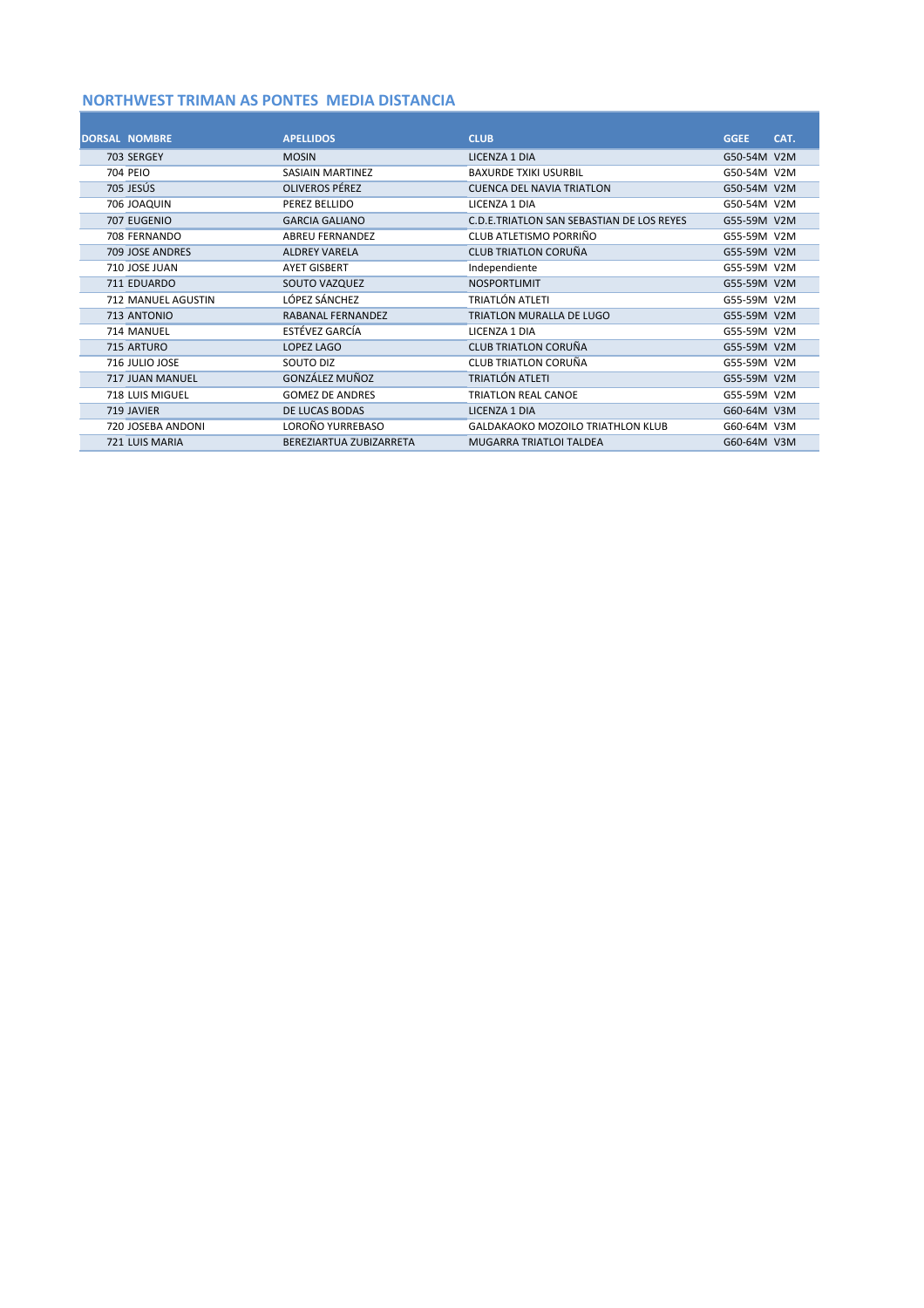## NORTHWEST TRIMAN AS PONTES MEDIA DISTANCIA

| DORSAL | NOMBRE | APELLIDOS | CLUB | GGEE | CAT. |
|---|---|---|---|---|---|
| 703 | SERGEY | MOSIN | LICENZA 1 DIA | G50-54M | V2M |
| 704 | PEIO | SASIAIN MARTINEZ | BAXURDE TXIKI USURBIL | G50-54M | V2M |
| 705 | JESÚS | OLIVEROS PÉREZ | CUENCA DEL NAVIA TRIATLON | G50-54M | V2M |
| 706 | JOAQUIN | PEREZ BELLIDO | LICENZA 1 DIA | G50-54M | V2M |
| 707 | EUGENIO | GARCIA GALIANO | C.D.E.TRIATLON SAN SEBASTIAN DE LOS REYES | G55-59M | V2M |
| 708 | FERNANDO | ABREU FERNANDEZ | CLUB ATLETISMO PORRIÑO | G55-59M | V2M |
| 709 | JOSE ANDRES | ALDREY VARELA | CLUB TRIATLON CORUÑA | G55-59M | V2M |
| 710 | JOSE JUAN | AYET GISBERT | Independiente | G55-59M | V2M |
| 711 | EDUARDO | SOUTO VAZQUEZ | NOSPORTLIMIT | G55-59M | V2M |
| 712 | MANUEL AGUSTIN | LÓPEZ SÁNCHEZ | TRIATLÓN ATLETI | G55-59M | V2M |
| 713 | ANTONIO | RABANAL FERNANDEZ | TRIATLON MURALLA DE LUGO | G55-59M | V2M |
| 714 | MANUEL | ESTÉVEZ GARCÍA | LICENZA 1 DIA | G55-59M | V2M |
| 715 | ARTURO | LOPEZ LAGO | CLUB TRIATLON CORUÑA | G55-59M | V2M |
| 716 | JULIO JOSE | SOUTO DIZ | CLUB TRIATLON CORUÑA | G55-59M | V2M |
| 717 | JUAN MANUEL | GONZÁLEZ MUÑOZ | TRIATLÓN ATLETI | G55-59M | V2M |
| 718 | LUIS MIGUEL | GOMEZ DE ANDRES | TRIATLON REAL CANOE | G55-59M | V2M |
| 719 | JAVIER | DE LUCAS BODAS | LICENZA 1 DIA | G60-64M | V3M |
| 720 | JOSEBA ANDONI | LOROÑO YURREBASO | GALDAKAOKO MOZOILO TRIATHLON KLUB | G60-64M | V3M |
| 721 | LUIS MARIA | BEREZIARTUA ZUBIZARRETA | MUGARRA TRIATLOI TALDEA | G60-64M | V3M |